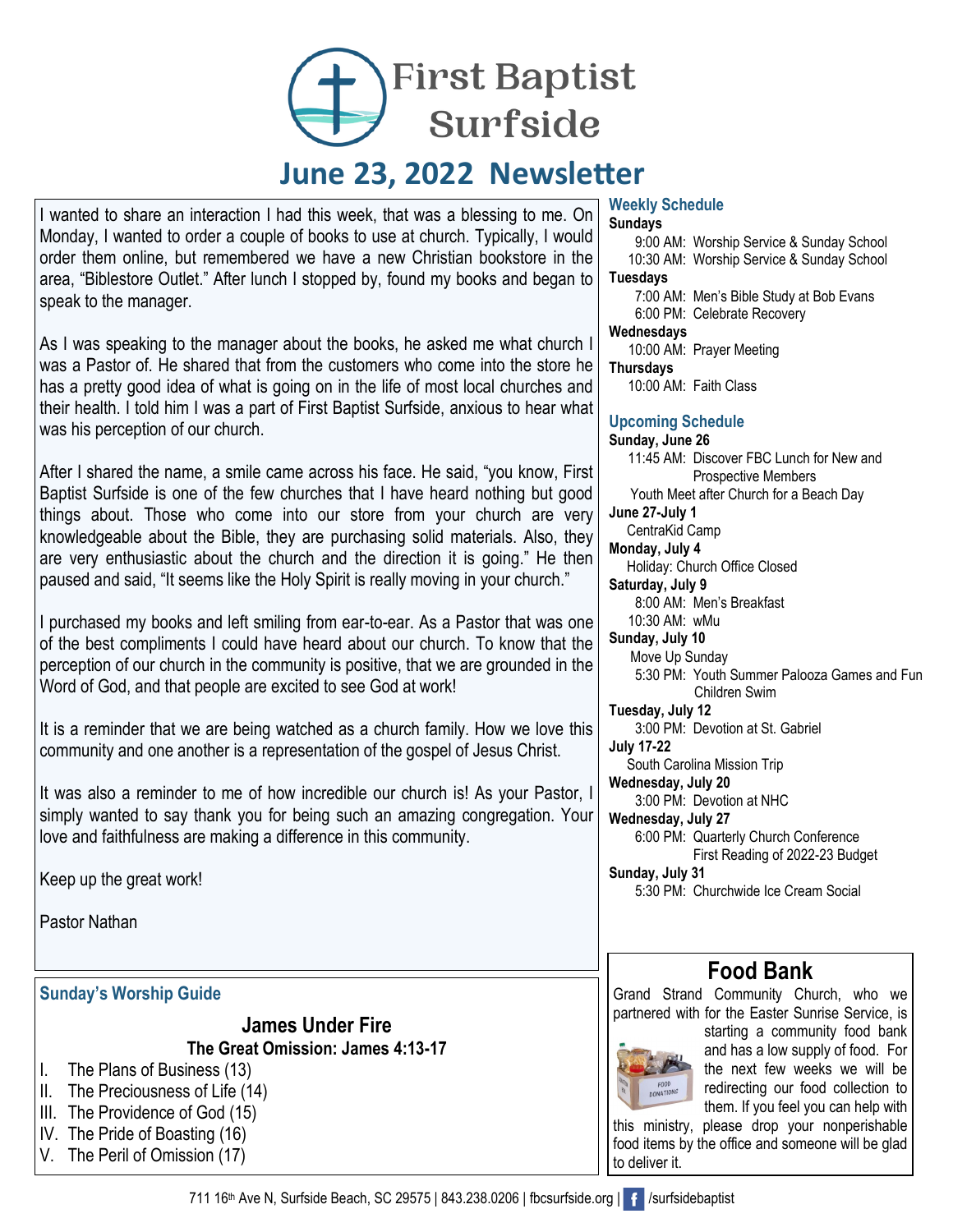# First Baptist Surfside

## June 23, 2022 Newsletter

I wanted to share an interaction I had this week, that was a blessing to me. On Monday, I wanted to order a couple of books to use at church. Typically, I would order them online, but remembered we have a new Christian bookstore in the area, "Biblestore Outlet." After lunch I stopped by, found my books and began to speak to the manager.

As I was speaking to the manager about the books, he asked me what church I was a Pastor of. He shared that from the customers who come into the store he has a pretty good idea of what is going on in the life of most local churches and their health. I told him I was a part of First Baptist Surfside, anxious to hear what was his perception of our church.

After I shared the name, a smile came across his face. He said, "you know, First Baptist Surfside is one of the few churches that I have heard nothing but good things about. Those who come into our store from your church are very knowledgeable about the Bible, they are purchasing solid materials. Also, they are very enthusiastic about the church and the direction it is going." He then paused and said, "It seems like the Holy Spirit is really moving in your church."

I purchased my books and left smiling from ear-to-ear. As a Pastor that was one of the best compliments I could have heard about our church. To know that the perception of our church in the community is positive, that we are grounded in the Word of God, and that people are excited to see God at work!

It is a reminder that we are being watched as a church family. How we love this community and one another is a representation of the gospel of Jesus Christ.

It was also a reminder to me of how incredible our church is! As your Pastor, I simply wanted to say thank you for being such an amazing congregation. Your love and faithfulness are making a difference in this community.

Keep up the great work!

Pastor Nathan

### Sunday's Worship Guide

**James Under Fire**

**The Great Omission: James 4:13-17**

I. The Plans of Business (13)
II. The Preciousness of Life (14)
III. The Providence of God (15)
IV. The Pride of Boasting (16)
V. The Peril of Omission (17)

### Weekly Schedule

**Sundays**
9:00 AM: Worship Service & Sunday School
10:30 AM: Worship Service & Sunday School

**Tuesdays**
7:00 AM: Men's Bible Study at Bob Evans
6:00 PM: Celebrate Recovery

**Wednesdays**
10:00 AM: Prayer Meeting

**Thursdays**
10:00 AM: Faith Class

### Upcoming Schedule

**Sunday, June 26**
11:45 AM: Discover FBC Lunch for New and Prospective Members
Youth Meet after Church for a Beach Day

**June 27-July 1**
CentraKid Camp

**Monday, July 4**
Holiday: Church Office Closed

**Saturday, July 9**
8:00 AM: Men's Breakfast
10:30 AM: wMu

**Sunday, July 10**
Move Up Sunday
5:30 PM: Youth Summer Palooza Games and Fun Children Swim

**Tuesday, July 12**
3:00 PM: Devotion at St. Gabriel

**July 17-22**
South Carolina Mission Trip

**Wednesday, July 20**
3:00 PM: Devotion at NHC

**Wednesday, July 27**
6:00 PM: Quarterly Church Conference First Reading of 2022-23 Budget

**Sunday, July 31**
5:30 PM: Churchwide Ice Cream Social

## Food Bank

Grand Strand Community Church, who we partnered with for the Easter Sunrise Service, is starting a community food bank and has a low supply of food. For the next few weeks we will be redirecting our food collection to them. If you feel you can help with this ministry, please drop your nonperishable food items by the office and someone will be glad to deliver it.

711 16th Ave N, Surfside Beach, SC 29575 | 843.238.0206 | fbcsurfside.org | /surfsidebaptist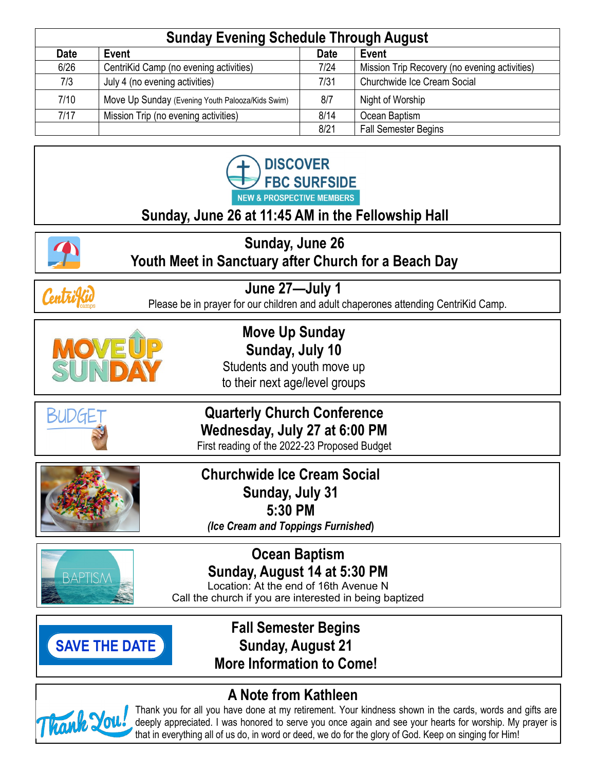## Sunday Evening Schedule Through August

| Date | Event | Date | Event |
|---|---|---|---|
| 6/26 | CentriKid Camp (no evening activities) | 7/24 | Mission Trip Recovery (no evening activities) |
| 7/3 | July 4 (no evening activities) | 7/31 | Churchwide Ice Cream Social |
| 7/10 | Move Up Sunday (Evening Youth Palooza/Kids Swim) | 8/7 | Night of Worship |
| 7/17 | Mission Trip (no evening activities) | 8/14 | Ocean Baptism |
| | | 8/21 | Fall Semester Begins |

**DISCOVER FBC SURFSIDE**
NEW & PROSPECTIVE MEMBERS

**Sunday, June 26 at 11:45 AM in the Fellowship Hall**

**Sunday, June 26**
**Youth Meet in Sanctuary after Church for a Beach Day**

**June 27—July 1**
Please be in prayer for our children and adult chaperones attending CentriKid Camp.

**Move Up Sunday**
**Sunday, July 10**
Students and youth move up
to their next age/level groups

**Quarterly Church Conference**
**Wednesday, July 27 at 6:00 PM**
First reading of the 2022-23 Proposed Budget

**Churchwide Ice Cream Social**
**Sunday, July 31**
**5:30 PM**
***(Ice Cream and Toppings Furnished)***

**Ocean Baptism**
**Sunday, August 14 at 5:30 PM**
Location: At the end of 16th Avenue N
Call the church if you are interested in being baptized

SAVE THE DATE

**Fall Semester Begins**
**Sunday, August 21**
**More Information to Come!**

### A Note from Kathleen

Thank you for all you have done at my retirement. Your kindness shown in the cards, words and gifts are deeply appreciated. I was honored to serve you once again and see your hearts for worship. My prayer is that in everything all of us do, in word or deed, we do for the glory of God. Keep on singing for Him!